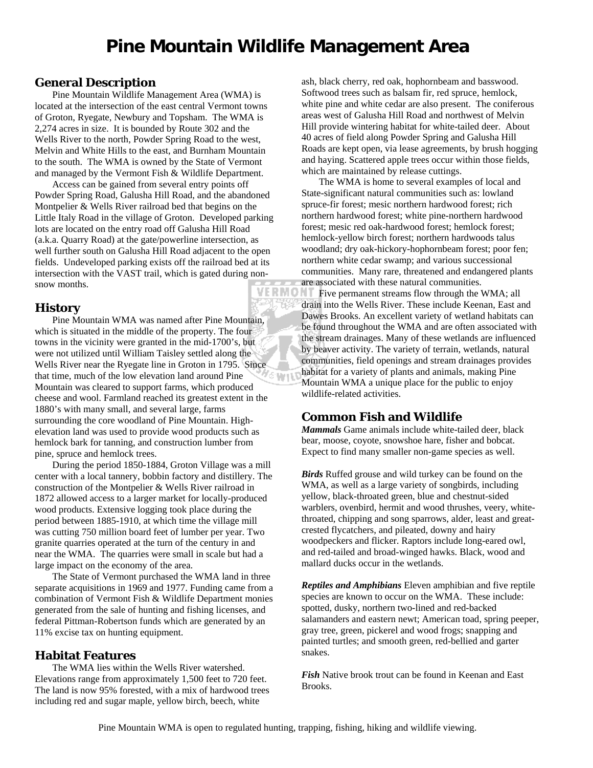# Pine Mountain Wildlife Management Area

## General Description

Pine Mountain Wildlife Management Area (WMA) is located at the intersection of the east central Vermont towns of Groton, Ryegate, Newbury and Topsham. The WMA is 2,274 acres in size. It is bounded by Route 302 and the Wells River to the north, Powder Spring Road to the west, Melvin and White Hills to the east, and Burnham Mountain to the south. The WMA is owned by the State of Vermont and managed by the Vermont Fish & Wildlife Department.

Access can be gained from several entry points off Powder Spring Road, Galusha Hill Road, and the abandoned Montpelier & Wells River railroad bed that begins on the Little Italy Road in the village of Groton. Developed parking lots are located on the entry road off Galusha Hill Road (a.k.a. Quarry Road) at the gate/powerline intersection, as well further south on Galusha Hill Road adjacent to the open fields. Undeveloped parking exists off the railroad bed at its intersection with the VAST trail, which is gated during non-snow months.

## History

Pine Mountain WMA was named after Pine Mountain, which is situated in the middle of the property. The four towns in the vicinity were granted in the mid-1700's, but were not utilized until William Taisley settled along the Wells River near the Ryegate line in Groton in 1795. Since that time, much of the low elevation land around Pine Mountain was cleared to support farms, which produced cheese and wool. Farmland reached its greatest extent in the 1880's with many small, and several large, farms surrounding the core woodland of Pine Mountain. High-elevation land was used to provide wood products such as hemlock bark for tanning, and construction lumber from pine, spruce and hemlock trees.

During the period 1850-1884, Groton Village was a mill center with a local tannery, bobbin factory and distillery. The construction of the Montpelier & Wells River railroad in 1872 allowed access to a larger market for locally-produced wood products. Extensive logging took place during the period between 1885-1910, at which time the village mill was cutting 750 million board feet of lumber per year. Two granite quarries operated at the turn of the century in and near the WMA. The quarries were small in scale but had a large impact on the economy of the area.

The State of Vermont purchased the WMA land in three separate acquisitions in 1969 and 1977. Funding came from a combination of Vermont Fish & Wildlife Department monies generated from the sale of hunting and fishing licenses, and federal Pittman-Robertson funds which are generated by an 11% excise tax on hunting equipment.

## Habitat Features

The WMA lies within the Wells River watershed. Elevations range from approximately 1,500 feet to 720 feet. The land is now 95% forested, with a mix of hardwood trees including red and sugar maple, yellow birch, beech, white ash, black cherry, red oak, hophornbeam and basswood. Softwood trees such as balsam fir, red spruce, hemlock, white pine and white cedar are also present. The coniferous areas west of Galusha Hill Road and northwest of Melvin Hill provide wintering habitat for white-tailed deer. About 40 acres of field along Powder Spring and Galusha Hill Roads are kept open, via lease agreements, by brush hogging and haying. Scattered apple trees occur within those fields, which are maintained by release cuttings.

The WMA is home to several examples of local and State-significant natural communities such as: lowland spruce-fir forest; mesic northern hardwood forest; rich northern hardwood forest; white pine-northern hardwood forest; mesic red oak-hardwood forest; hemlock forest; hemlock-yellow birch forest; northern hardwoods talus woodland; dry oak-hickory-hophornbeam forest; poor fen; northern white cedar swamp; and various successional communities. Many rare, threatened and endangered plants are associated with these natural communities.

Five permanent streams flow through the WMA; all drain into the Wells River. These include Keenan, East and Dawes Brooks. An excellent variety of wetland habitats can be found throughout the WMA and are often associated with the stream drainages. Many of these wetlands are influenced by beaver activity. The variety of terrain, wetlands, natural communities, field openings and stream drainages provides habitat for a variety of plants and animals, making Pine Mountain WMA a unique place for the public to enjoy wildlife-related activities.

## Common Fish and Wildlife

***Mammals*** Game animals include white-tailed deer, black bear, moose, coyote, snowshoe hare, fisher and bobcat. Expect to find many smaller non-game species as well.

***Birds*** Ruffed grouse and wild turkey can be found on the WMA, as well as a large variety of songbirds, including yellow, black-throated green, blue and chestnut-sided warblers, ovenbird, hermit and wood thrushes, veery, white-throated, chipping and song sparrows, alder, least and great-crested flycatchers, and pileated, downy and hairy woodpeckers and flicker. Raptors include long-eared owl, and red-tailed and broad-winged hawks. Black, wood and mallard ducks occur in the wetlands.

***Reptiles and Amphibians*** Eleven amphibian and five reptile species are known to occur on the WMA. These include: spotted, dusky, northern two-lined and red-backed salamanders and eastern newt; American toad, spring peeper, gray tree, green, pickerel and wood frogs; snapping and painted turtles; and smooth green, red-bellied and garter snakes.

***Fish*** Native brook trout can be found in Keenan and East Brooks.

Pine Mountain WMA is open to regulated hunting, trapping, fishing, hiking and wildlife viewing.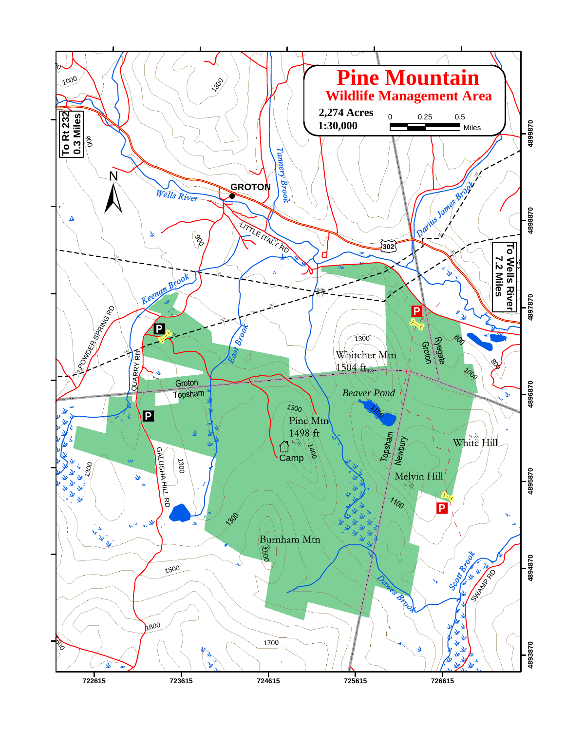# Pine Mountain

## Wildlife Management Area

**2,274 Acres**

**1:30,000**

0 0.25 0.5 Miles

To Rt 232 0.3 Miles

To Wells River 7.2 Miles

GROTON

Wells River

Tannery Brook

LITTLE ITALY RD

302

Darius James Brook

Keenan Brook

East Brook

POWDER SPRING RD

QUARRY RD

Groton

Topsham

Whitcher Mtn 1504 ft

Beaver Pond

Pine Mtn 1498 ft

Camp

GALUSHA HILL RD

Topsham

Newbury

Groton

Ryegate

White Hill

Melvin Hill

Burnham Mtn

Dowes Brook

Scott Brook

SWAMP RD

N

1000 1300 900 800 1100 1400 1500 1700 1800

722615 723615 724615 725615 726615

4899870 4898870 4897870 4896870 4895870 4894870 4893870